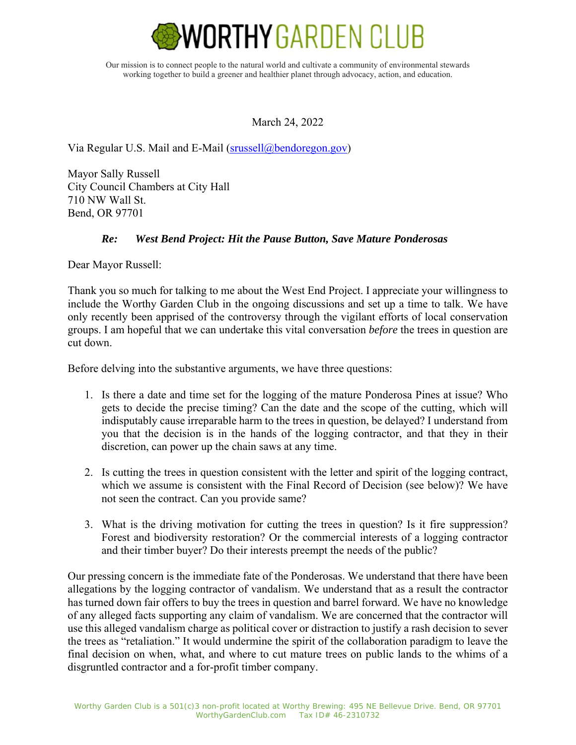# WORTHY GARDEN CLUB

Our mission is to connect people to the natural world and cultivate a community of environmental stewards working together to build a greener and healthier planet through advocacy, action, and education.

March 24, 2022

Via Regular U.S. Mail and E-Mail (srussell@bendoregon.gov)

Mayor Sally Russell
City Council Chambers at City Hall
710 NW Wall St.
Bend, OR 97701

***Re: West Bend Project: Hit the Pause Button, Save Mature Ponderosas***

Dear Mayor Russell:

Thank you so much for talking to me about the West End Project. I appreciate your willingness to include the Worthy Garden Club in the ongoing discussions and set up a time to talk. We have only recently been apprised of the controversy through the vigilant efforts of local conservation groups. I am hopeful that we can undertake this vital conversation *before* the trees in question are cut down.

Before delving into the substantive arguments, we have three questions:

1. Is there a date and time set for the logging of the mature Ponderosa Pines at issue? Who gets to decide the precise timing? Can the date and the scope of the cutting, which will indisputably cause irreparable harm to the trees in question, be delayed? I understand from you that the decision is in the hands of the logging contractor, and that they in their discretion, can power up the chain saws at any time.

2. Is cutting the trees in question consistent with the letter and spirit of the logging contract, which we assume is consistent with the Final Record of Decision (see below)? We have not seen the contract. Can you provide same?

3. What is the driving motivation for cutting the trees in question? Is it fire suppression? Forest and biodiversity restoration? Or the commercial interests of a logging contractor and their timber buyer? Do their interests preempt the needs of the public?

Our pressing concern is the immediate fate of the Ponderosas. We understand that there have been allegations by the logging contractor of vandalism. We understand that as a result the contractor has turned down fair offers to buy the trees in question and barrel forward. We have no knowledge of any alleged facts supporting any claim of vandalism. We are concerned that the contractor will use this alleged vandalism charge as political cover or distraction to justify a rash decision to sever the trees as "retaliation." It would undermine the spirit of the collaboration paradigm to leave the final decision on when, what, and where to cut mature trees on public lands to the whims of a disgruntled contractor and a for-profit timber company.

Worthy Garden Club is a 501(c)3 non-profit located at Worthy Brewing: 495 NE Bellevue Drive. Bend, OR 97701
WorthyGardenClub.com Tax ID# 46-2310732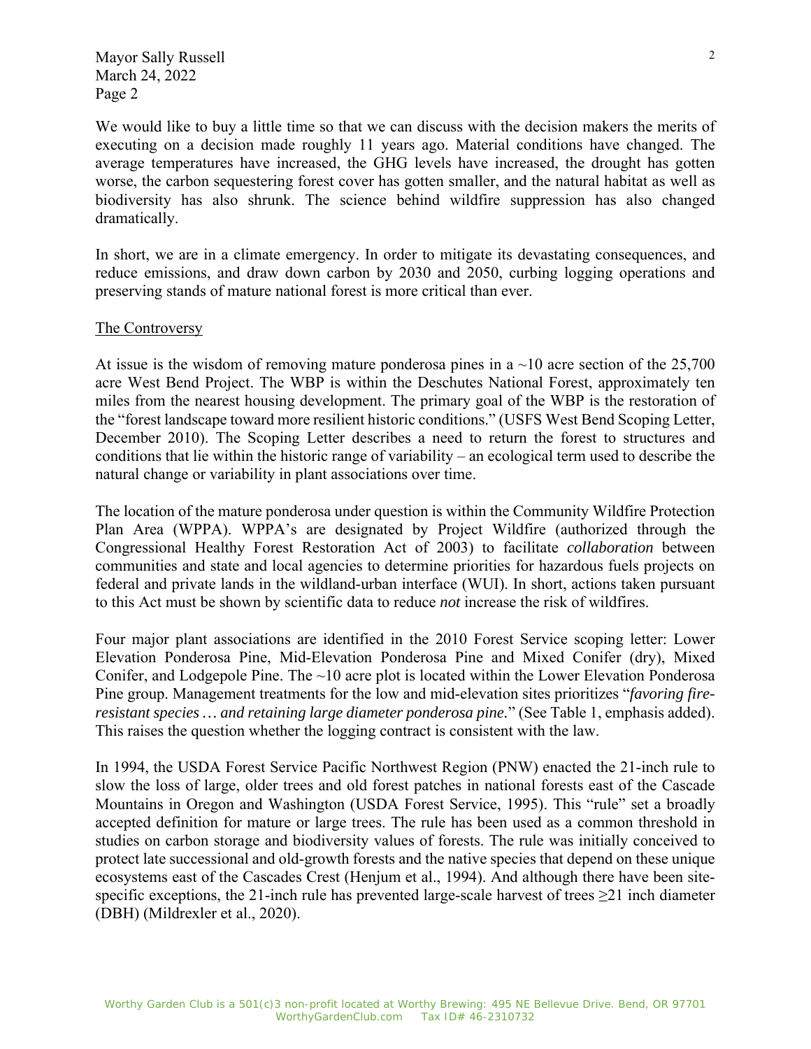We would like to buy a little time so that we can discuss with the decision makers the merits of executing on a decision made roughly 11 years ago. Material conditions have changed. The average temperatures have increased, the GHG levels have increased, the drought has gotten worse, the carbon sequestering forest cover has gotten smaller, and the natural habitat as well as biodiversity has also shrunk. The science behind wildfire suppression has also changed dramatically.

In short, we are in a climate emergency. In order to mitigate its devastating consequences, and reduce emissions, and draw down carbon by 2030 and 2050, curbing logging operations and preserving stands of mature national forest is more critical than ever.

<u>The Controversy</u>

At issue is the wisdom of removing mature ponderosa pines in a ~10 acre section of the 25,700 acre West Bend Project. The WBP is within the Deschutes National Forest, approximately ten miles from the nearest housing development. The primary goal of the WBP is the restoration of the "forest landscape toward more resilient historic conditions." (USFS West Bend Scoping Letter, December 2010). The Scoping Letter describes a need to return the forest to structures and conditions that lie within the historic range of variability – an ecological term used to describe the natural change or variability in plant associations over time.

The location of the mature ponderosa under question is within the Community Wildfire Protection Plan Area (WPPA). WPPA's are designated by Project Wildfire (authorized through the Congressional Healthy Forest Restoration Act of 2003) to facilitate *collaboration* between communities and state and local agencies to determine priorities for hazardous fuels projects on federal and private lands in the wildland-urban interface (WUI). In short, actions taken pursuant to this Act must be shown by scientific data to reduce *not* increase the risk of wildfires.

Four major plant associations are identified in the 2010 Forest Service scoping letter: Lower Elevation Ponderosa Pine, Mid-Elevation Ponderosa Pine and Mixed Conifer (dry), Mixed Conifer, and Lodgepole Pine. The ~10 acre plot is located within the Lower Elevation Ponderosa Pine group. Management treatments for the low and mid-elevation sites prioritizes "*favoring fire-resistant species … and retaining large diameter ponderosa pine.*" (See Table 1, emphasis added). This raises the question whether the logging contract is consistent with the law.

In 1994, the USDA Forest Service Pacific Northwest Region (PNW) enacted the 21-inch rule to slow the loss of large, older trees and old forest patches in national forests east of the Cascade Mountains in Oregon and Washington (USDA Forest Service, 1995). This "rule" set a broadly accepted definition for mature or large trees. The rule has been used as a common threshold in studies on carbon storage and biodiversity values of forests. The rule was initially conceived to protect late successional and old-growth forests and the native species that depend on these unique ecosystems east of the Cascades Crest (Henjum et al., 1994). And although there have been site-specific exceptions, the 21-inch rule has prevented large-scale harvest of trees ≥21 inch diameter (DBH) (Mildrexler et al., 2020).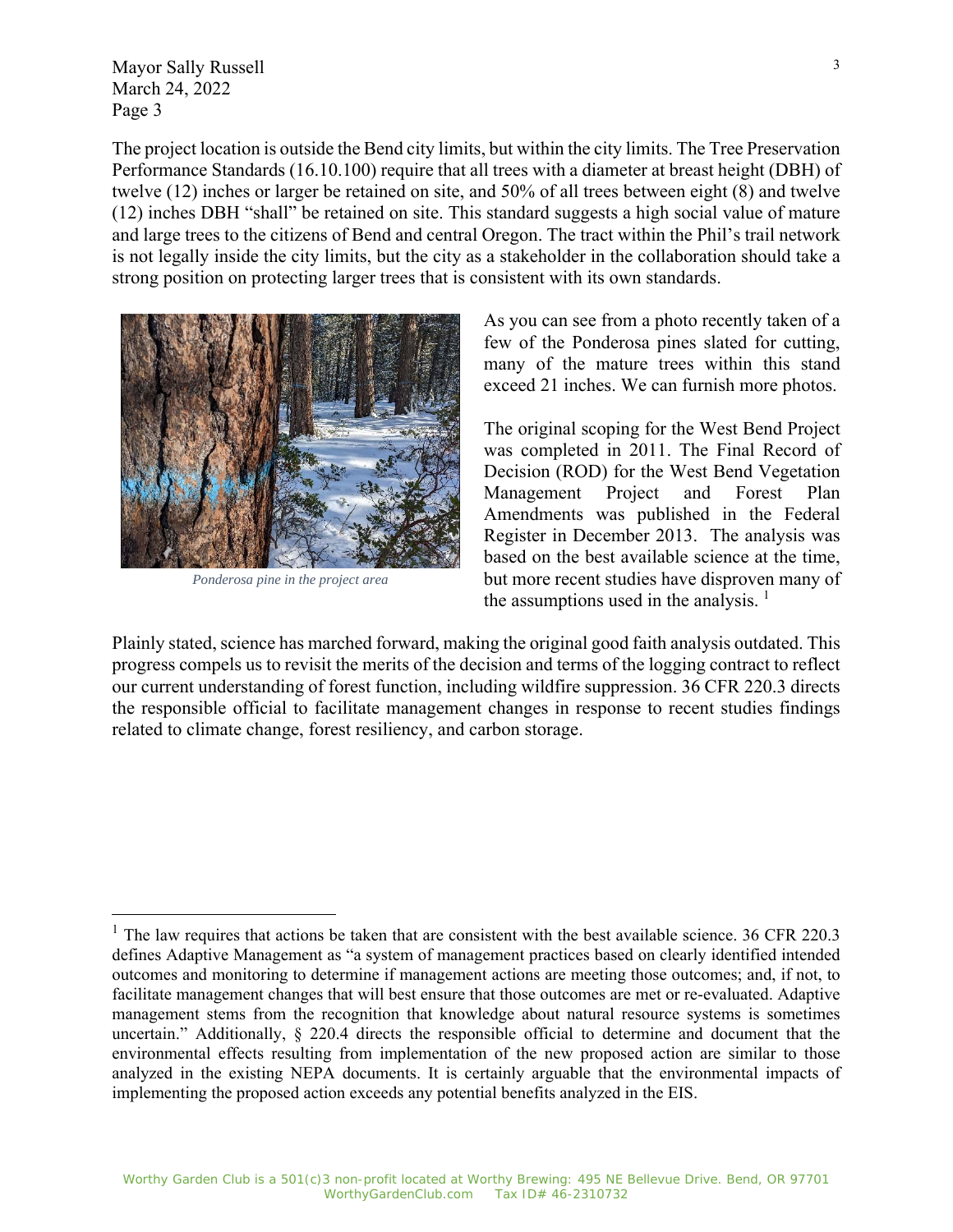The project location is outside the Bend city limits, but within the city limits. The Tree Preservation Performance Standards (16.10.100) require that all trees with a diameter at breast height (DBH) of twelve (12) inches or larger be retained on site, and 50% of all trees between eight (8) and twelve (12) inches DBH "shall" be retained on site. This standard suggests a high social value of mature and large trees to the citizens of Bend and central Oregon. The tract within the Phil's trail network is not legally inside the city limits, but the city as a stakeholder in the collaboration should take a strong position on protecting larger trees that is consistent with its own standards.

*Ponderosa pine in the project area*

As you can see from a photo recently taken of a few of the Ponderosa pines slated for cutting, many of the mature trees within this stand exceed 21 inches. We can furnish more photos.

The original scoping for the West Bend Project was completed in 2011. The Final Record of Decision (ROD) for the West Bend Vegetation Management Project and Forest Plan Amendments was published in the Federal Register in December 2013. The analysis was based on the best available science at the time, but more recent studies have disproven many of the assumptions used in the analysis. [1]

Plainly stated, science has marched forward, making the original good faith analysis outdated. This progress compels us to revisit the merits of the decision and terms of the logging contract to reflect our current understanding of forest function, including wildfire suppression. 36 CFR 220.3 directs the responsible official to facilitate management changes in response to recent studies findings related to climate change, forest resiliency, and carbon storage.

---

[1] The law requires that actions be taken that are consistent with the best available science. 36 CFR 220.3 defines Adaptive Management as "a system of management practices based on clearly identified intended outcomes and monitoring to determine if management actions are meeting those outcomes; and, if not, to facilitate management changes that will best ensure that those outcomes are met or re-evaluated. Adaptive management stems from the recognition that knowledge about natural resource systems is sometimes uncertain." Additionally, § 220.4 directs the responsible official to determine and document that the environmental effects resulting from implementation of the new proposed action are similar to those analyzed in the existing NEPA documents. It is certainly arguable that the environmental impacts of implementing the proposed action exceeds any potential benefits analyzed in the EIS.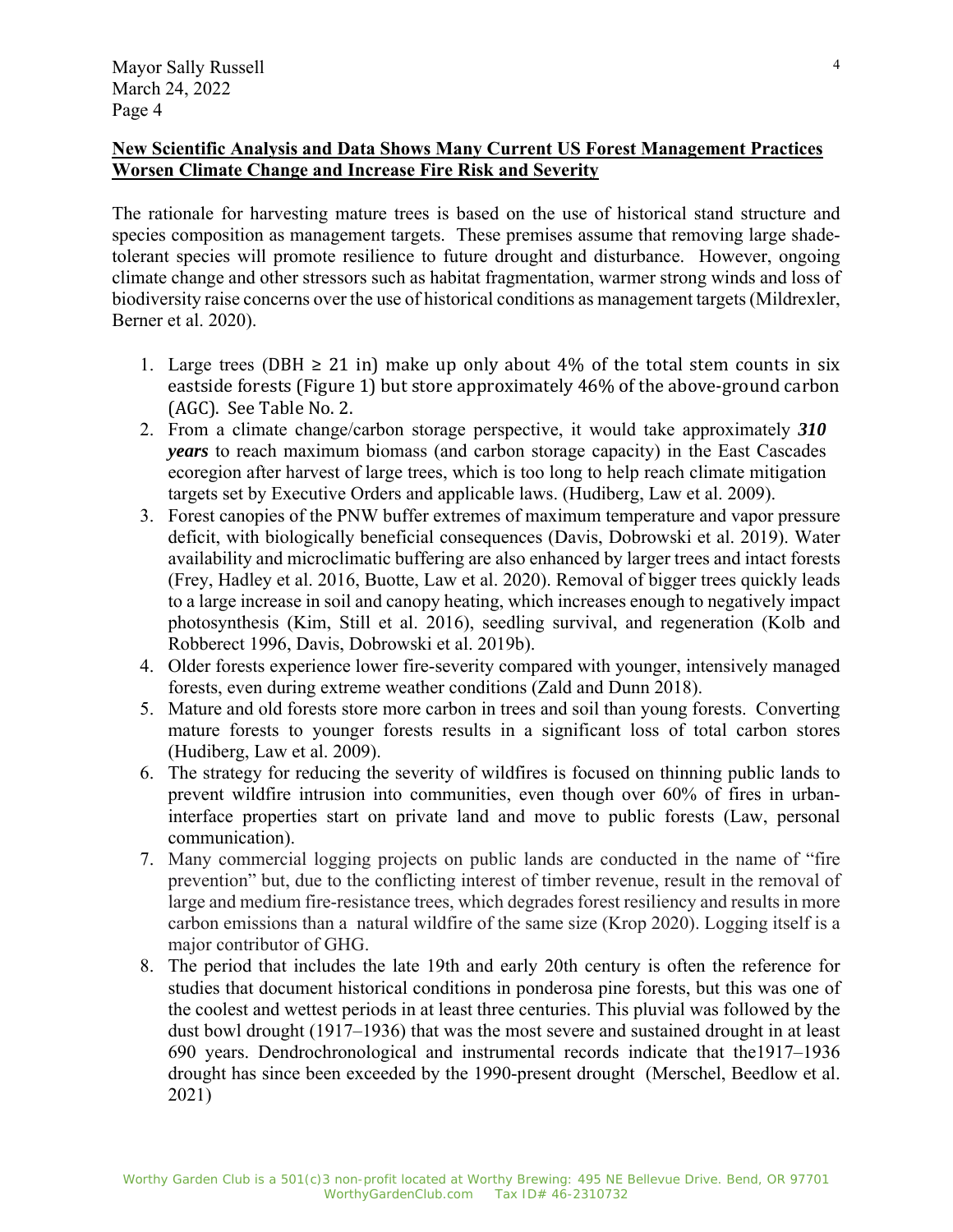Mayor Sally Russell
March 24, 2022
Page 4

**New Scientific Analysis and Data Shows Many Current US Forest Management Practices Worsen Climate Change and Increase Fire Risk and Severity**

The rationale for harvesting mature trees is based on the use of historical stand structure and species composition as management targets. These premises assume that removing large shade-tolerant species will promote resilience to future drought and disturbance. However, ongoing climate change and other stressors such as habitat fragmentation, warmer strong winds and loss of biodiversity raise concerns over the use of historical conditions as management targets (Mildrexler, Berner et al. 2020).

1. Large trees (DBH ≥ 21 in) make up only about 4% of the total stem counts in six eastside forests (Figure 1) but store approximately 46% of the above-ground carbon (AGC). See Table No. 2.
2. From a climate change/carbon storage perspective, it would take approximately ***310 years*** to reach maximum biomass (and carbon storage capacity) in the East Cascades ecoregion after harvest of large trees, which is too long to help reach climate mitigation targets set by Executive Orders and applicable laws. (Hudiberg, Law et al. 2009).
3. Forest canopies of the PNW buffer extremes of maximum temperature and vapor pressure deficit, with biologically beneficial consequences (Davis, Dobrowski et al. 2019). Water availability and microclimatic buffering are also enhanced by larger trees and intact forests (Frey, Hadley et al. 2016, Buotte, Law et al. 2020). Removal of bigger trees quickly leads to a large increase in soil and canopy heating, which increases enough to negatively impact photosynthesis (Kim, Still et al. 2016), seedling survival, and regeneration (Kolb and Robberect 1996, Davis, Dobrowski et al. 2019b).
4. Older forests experience lower fire-severity compared with younger, intensively managed forests, even during extreme weather conditions (Zald and Dunn 2018).
5. Mature and old forests store more carbon in trees and soil than young forests. Converting mature forests to younger forests results in a significant loss of total carbon stores (Hudiberg, Law et al. 2009).
6. The strategy for reducing the severity of wildfires is focused on thinning public lands to prevent wildfire intrusion into communities, even though over 60% of fires in urban-interface properties start on private land and move to public forests (Law, personal communication).
7. Many commercial logging projects on public lands are conducted in the name of "fire prevention" but, due to the conflicting interest of timber revenue, result in the removal of large and medium fire-resistance trees, which degrades forest resiliency and results in more carbon emissions than a natural wildfire of the same size (Krop 2020). Logging itself is a major contributor of GHG.
8. The period that includes the late 19th and early 20th century is often the reference for studies that document historical conditions in ponderosa pine forests, but this was one of the coolest and wettest periods in at least three centuries. This pluvial was followed by the dust bowl drought (1917–1936) that was the most severe and sustained drought in at least 690 years. Dendrochronological and instrumental records indicate that the1917–1936 drought has since been exceeded by the 1990-present drought (Merschel, Beedlow et al. 2021)

Worthy Garden Club is a 501(c)3 non-profit located at Worthy Brewing: 495 NE Bellevue Drive. Bend, OR 97701
WorthyGardenClub.com Tax ID# 46-2310732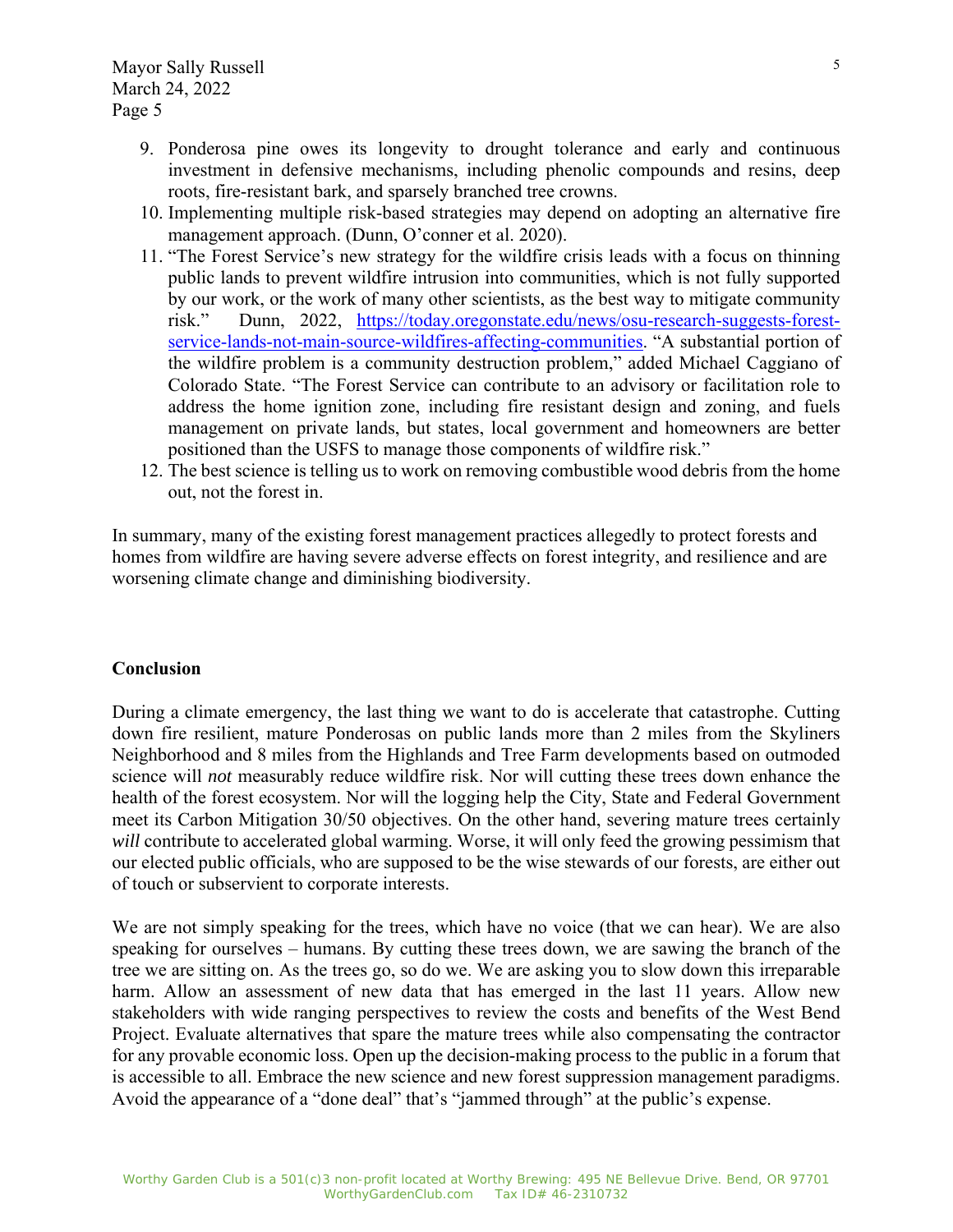9. Ponderosa pine owes its longevity to drought tolerance and early and continuous investment in defensive mechanisms, including phenolic compounds and resins, deep roots, fire-resistant bark, and sparsely branched tree crowns.
10. Implementing multiple risk-based strategies may depend on adopting an alternative fire management approach. (Dunn, O'conner et al. 2020).
11. "The Forest Service's new strategy for the wildfire crisis leads with a focus on thinning public lands to prevent wildfire intrusion into communities, which is not fully supported by our work, or the work of many other scientists, as the best way to mitigate community risk." Dunn, 2022, [https://today.oregonstate.edu/news/osu-research-suggests-forest-service-lands-not-main-source-wildfires-affecting-communities](https://today.oregonstate.edu/news/osu-research-suggests-forest-service-lands-not-main-source-wildfires-affecting-communities). "A substantial portion of the wildfire problem is a community destruction problem," added Michael Caggiano of Colorado State. "The Forest Service can contribute to an advisory or facilitation role to address the home ignition zone, including fire resistant design and zoning, and fuels management on private lands, but states, local government and homeowners are better positioned than the USFS to manage those components of wildfire risk."
12. The best science is telling us to work on removing combustible wood debris from the home out, not the forest in.

In summary, many of the existing forest management practices allegedly to protect forests and homes from wildfire are having severe adverse effects on forest integrity, and resilience and are worsening climate change and diminishing biodiversity.

**Conclusion**

During a climate emergency, the last thing we want to do is accelerate that catastrophe. Cutting down fire resilient, mature Ponderosas on public lands more than 2 miles from the Skyliners Neighborhood and 8 miles from the Highlands and Tree Farm developments based on outmoded science will *not* measurably reduce wildfire risk. Nor will cutting these trees down enhance the health of the forest ecosystem. Nor will the logging help the City, State and Federal Government meet its Carbon Mitigation 30/50 objectives. On the other hand, severing mature trees certainly *will* contribute to accelerated global warming. Worse, it will only feed the growing pessimism that our elected public officials, who are supposed to be the wise stewards of our forests, are either out of touch or subservient to corporate interests.

We are not simply speaking for the trees, which have no voice (that we can hear). We are also speaking for ourselves – humans. By cutting these trees down, we are sawing the branch of the tree we are sitting on. As the trees go, so do we. We are asking you to slow down this irreparable harm. Allow an assessment of new data that has emerged in the last 11 years. Allow new stakeholders with wide ranging perspectives to review the costs and benefits of the West Bend Project. Evaluate alternatives that spare the mature trees while also compensating the contractor for any provable economic loss. Open up the decision-making process to the public in a forum that is accessible to all. Embrace the new science and new forest suppression management paradigms. Avoid the appearance of a "done deal" that's "jammed through" at the public's expense.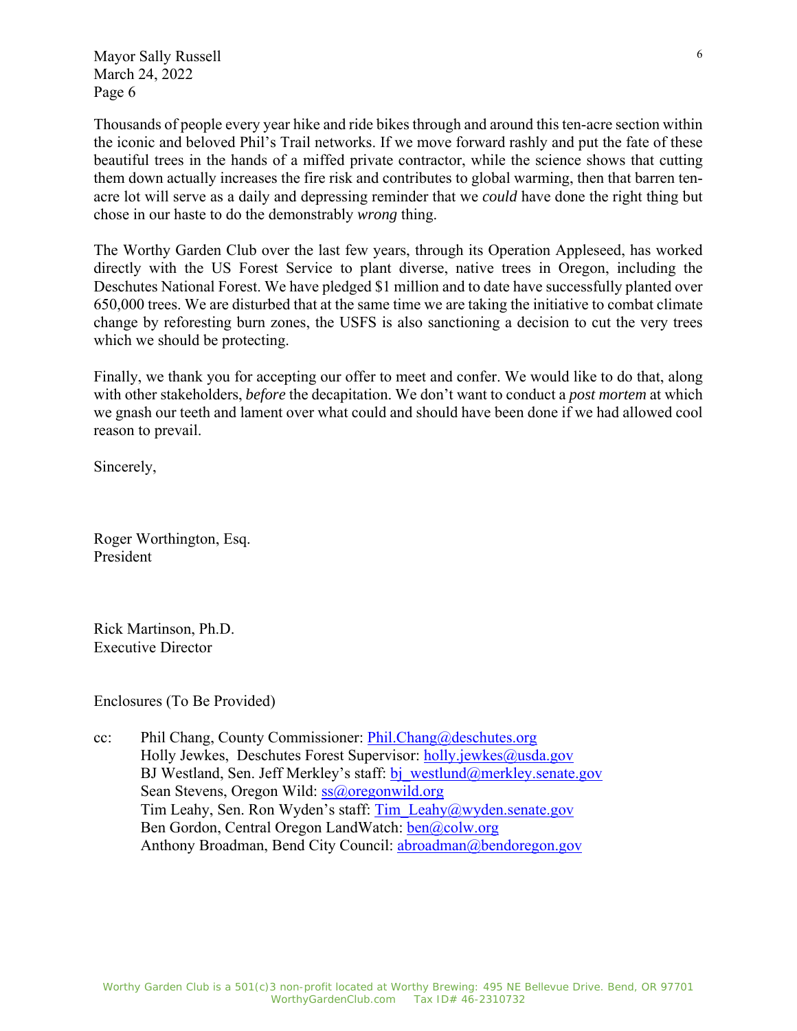Mayor Sally Russell
March 24, 2022
Page 6

Thousands of people every year hike and ride bikes through and around this ten-acre section within the iconic and beloved Phil's Trail networks. If we move forward rashly and put the fate of these beautiful trees in the hands of a miffed private contractor, while the science shows that cutting them down actually increases the fire risk and contributes to global warming, then that barren ten-acre lot will serve as a daily and depressing reminder that we *could* have done the right thing but chose in our haste to do the demonstrably *wrong* thing.

The Worthy Garden Club over the last few years, through its Operation Appleseed, has worked directly with the US Forest Service to plant diverse, native trees in Oregon, including the Deschutes National Forest. We have pledged $1 million and to date have successfully planted over 650,000 trees. We are disturbed that at the same time we are taking the initiative to combat climate change by reforesting burn zones, the USFS is also sanctioning a decision to cut the very trees which we should be protecting.

Finally, we thank you for accepting our offer to meet and confer. We would like to do that, along with other stakeholders, *before* the decapitation. We don't want to conduct a *post mortem* at which we gnash our teeth and lament over what could and should have been done if we had allowed cool reason to prevail.

Sincerely,

Roger Worthington, Esq.
President

Rick Martinson, Ph.D.
Executive Director

Enclosures (To Be Provided)

cc: Phil Chang, County Commissioner: Phil.Chang@deschutes.org
Holly Jewkes, Deschutes Forest Supervisor: holly.jewkes@usda.gov
BJ Westland, Sen. Jeff Merkley's staff: bj_westlund@merkley.senate.gov
Sean Stevens, Oregon Wild: ss@oregonwild.org
Tim Leahy, Sen. Ron Wyden's staff: Tim_Leahy@wyden.senate.gov
Ben Gordon, Central Oregon LandWatch: ben@colw.org
Anthony Broadman, Bend City Council: abroadman@bendoregon.gov

Worthy Garden Club is a 501(c)3 non-profit located at Worthy Brewing: 495 NE Bellevue Drive. Bend, OR 97701
WorthyGardenClub.com Tax ID# 46-2310732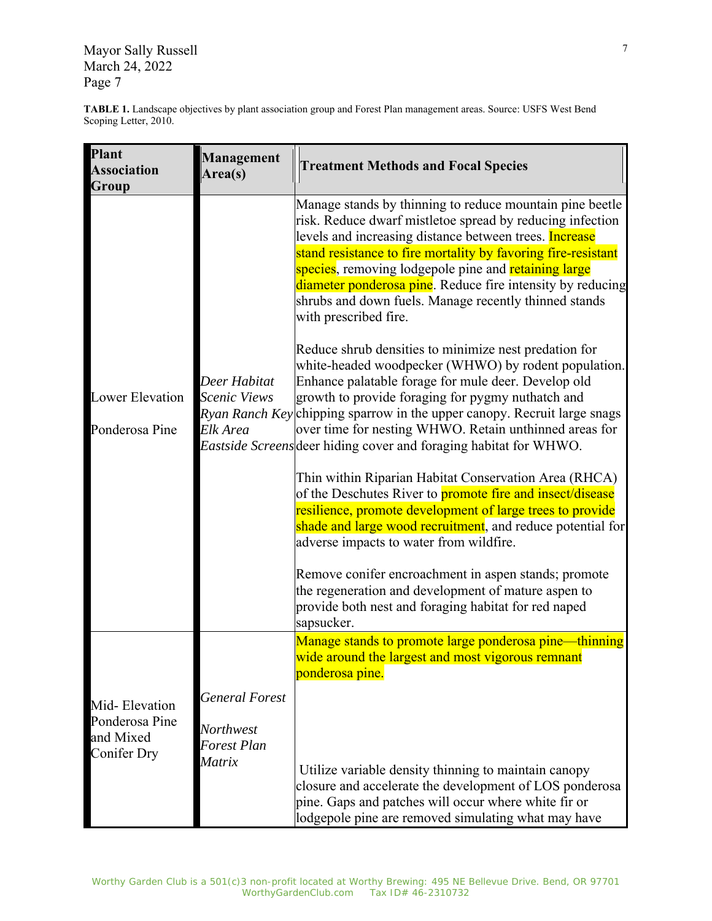Mayor Sally Russell
March 24, 2022
Page 7

**TABLE 1.** Landscape objectives by plant association group and Forest Plan management areas. Source: USFS West Bend Scoping Letter, 2010.

| Plant Association Group | Management Area(s) | Treatment Methods and Focal Species |
|---|---|---|
| Lower Elevation Ponderosa Pine | *Deer Habitat*<br>*Scenic Views*<br>*Ryan Ranch Key*<br>*Elk Area*<br>*Eastside Screens* | Manage stands by thinning to reduce mountain pine beetle risk. Reduce dwarf mistletoe spread by reducing infection levels and increasing distance between trees. Increase stand resistance to fire mortality by favoring fire-resistant species, removing lodgepole pine and retaining large diameter ponderosa pine. Reduce fire intensity by reducing shrubs and down fuels. Manage recently thinned stands with prescribed fire.<br><br>Reduce shrub densities to minimize nest predation for white-headed woodpecker (WHWO) by rodent population. Enhance palatable forage for mule deer. Develop old growth to provide foraging for pygmy nuthatch and chipping sparrow in the upper canopy. Recruit large snags over time for nesting WHWO. Retain unthinned areas for deer hiding cover and foraging habitat for WHWO.<br><br>Thin within Riparian Habitat Conservation Area (RHCA) of the Deschutes River to promote fire and insect/disease resilience, promote development of large trees to provide shade and large wood recruitment, and reduce potential for adverse impacts to water from wildfire.<br><br>Remove conifer encroachment in aspen stands; promote the regeneration and development of mature aspen to provide both nest and foraging habitat for red naped sapsucker. |
| Mid- Elevation Ponderosa Pine and Mixed Conifer Dry | *General Forest*<br><br>*Northwest Forest Plan Matrix* | Manage stands to promote large ponderosa pine—thinning wide around the largest and most vigorous remnant ponderosa pine.<br><br>Utilize variable density thinning to maintain canopy closure and accelerate the development of LOS ponderosa pine. Gaps and patches will occur where white fir or lodgepole pine are removed simulating what may have |

Worthy Garden Club is a 501(c)3 non-profit located at Worthy Brewing: 495 NE Bellevue Drive. Bend, OR 97701
WorthyGardenClub.com Tax ID# 46-2310732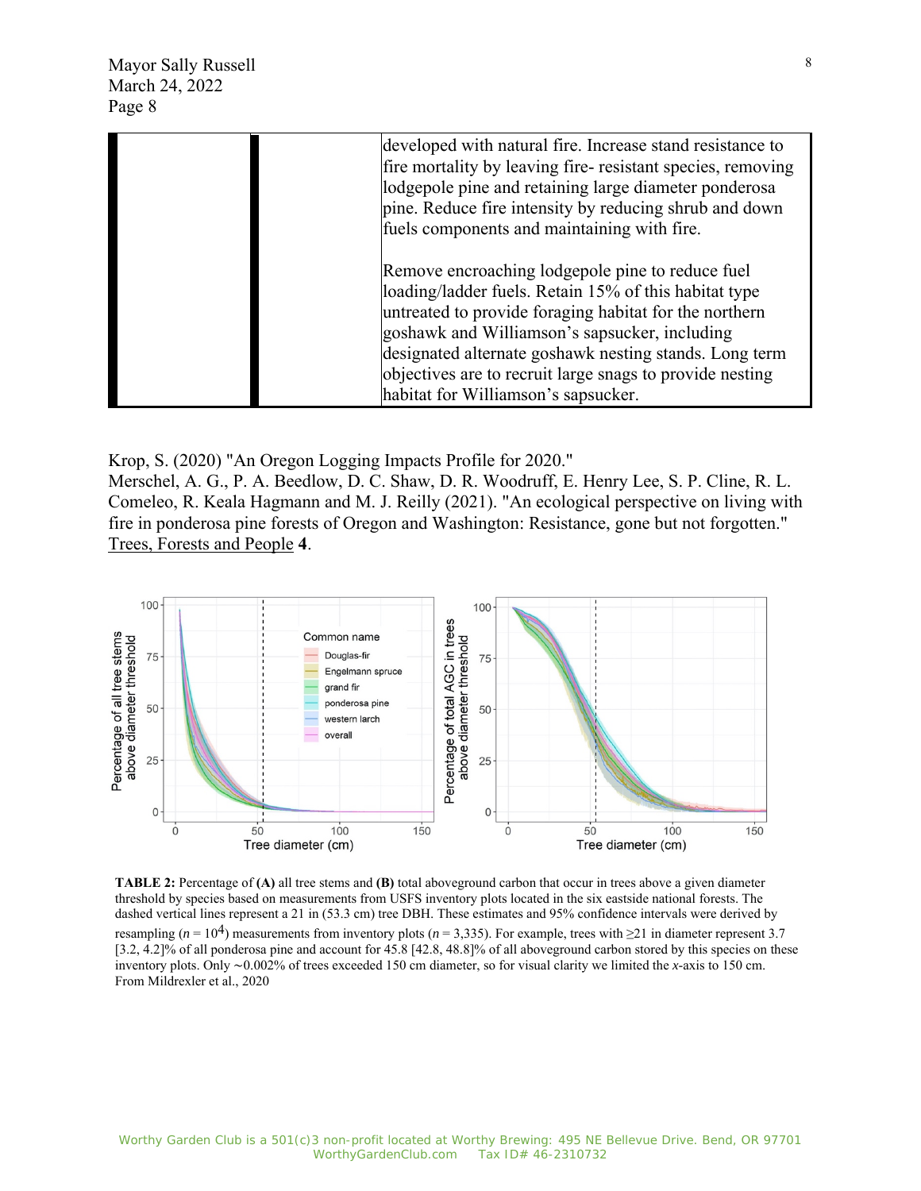Mayor Sally Russell
March 24, 2022
Page 8

| | | |
|---|---|---|
| | | developed with natural fire. Increase stand resistance to fire mortality by leaving fire- resistant species, removing lodgepole pine and retaining large diameter ponderosa pine. Reduce fire intensity by reducing shrub and down fuels components and maintaining with fire.<br><br>Remove encroaching lodgepole pine to reduce fuel loading/ladder fuels. Retain 15% of this habitat type untreated to provide foraging habitat for the northern goshawk and Williamson's sapsucker, including designated alternate goshawk nesting stands. Long term objectives are to recruit large snags to provide nesting habitat for Williamson's sapsucker. |

Krop, S. (2020) "An Oregon Logging Impacts Profile for 2020."
Merschel, A. G., P. A. Beedlow, D. C. Shaw, D. R. Woodruff, E. Henry Lee, S. P. Cline, R. L. Comeleo, R. Keala Hagmann and M. J. Reilly (2021). "An ecological perspective on living with fire in ponderosa pine forests of Oregon and Washington: Resistance, gone but not forgotten." Trees, Forests and People **4**.

Percentage of all tree stems above diameter threshold
100
75
50
25
0
0
50
100
150
Tree diameter (cm)

Common name
Douglas-fir
Engelmann spruce
grand fir
ponderosa pine
western larch
overall

Percentage of total AGC in trees above diameter threshold
100
75
50
25
0
0
50
100
150
Tree diameter (cm)

**TABLE 2:** Percentage of **(A)** all tree stems and **(B)** total aboveground carbon that occur in trees above a given diameter threshold by species based on measurements from USFS inventory plots located in the six eastside national forests. The dashed vertical lines represent a 21 in (53.3 cm) tree DBH. These estimates and 95% confidence intervals were derived by resampling ($n = 10^4$) measurements from inventory plots ($n = 3,335$). For example, trees with ≥21 in diameter represent 3.7 [3.2, 4.2]% of all ponderosa pine and account for 45.8 [42.8, 48.8]% of all aboveground carbon stored by this species on these inventory plots. Only ~0.002% of trees exceeded 150 cm diameter, so for visual clarity we limited the *x*-axis to 150 cm. From Mildrexler et al., 2020

Worthy Garden Club is a 501(c)3 non-profit located at Worthy Brewing: 495 NE Bellevue Drive. Bend, OR 97701
WorthyGardenClub.com Tax ID# 46-2310732